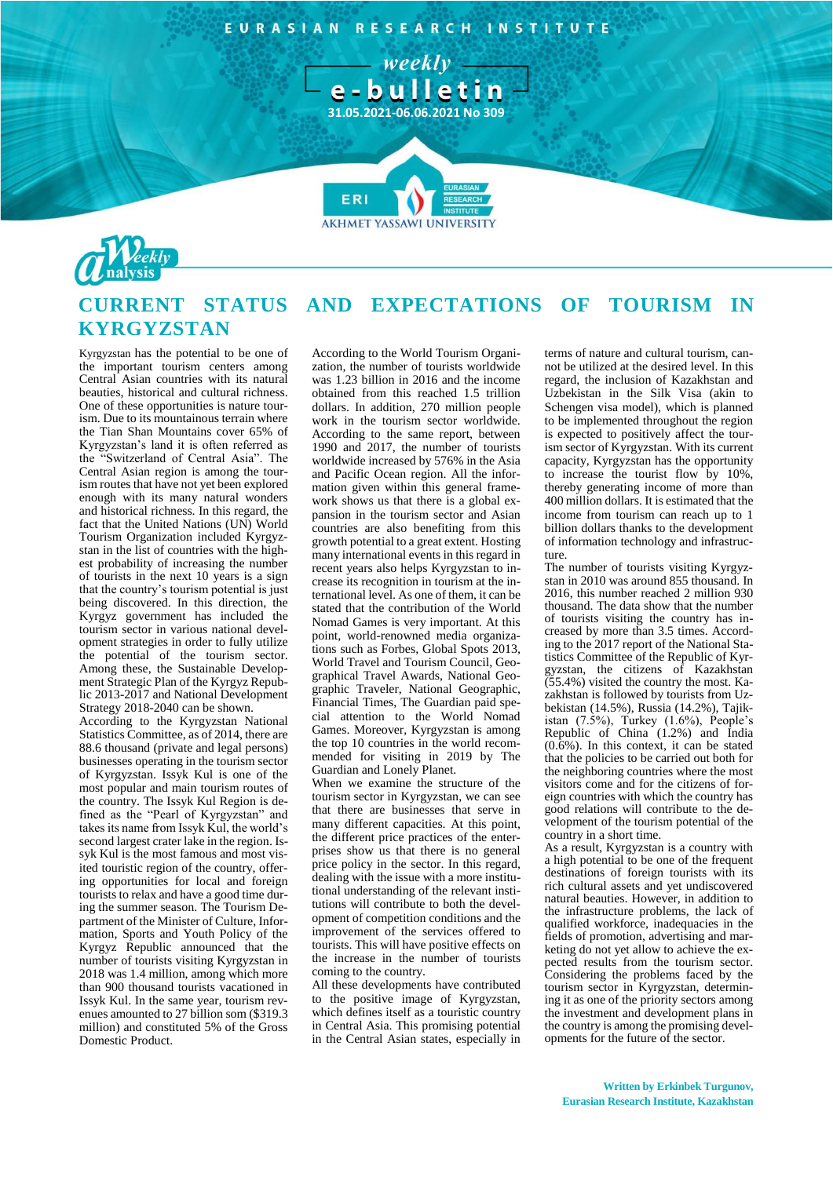EURASIAN RESEARCH INSTITUTE

weekly e-bulletin

31.05.2021-06.06.2021 No 309

Weekly analysis

# CURRENT STATUS AND EXPECTATIONS OF TOURISM IN KYRGYZSTAN

Kyrgyzstan has the potential to be one of the important tourism centers among Central Asian countries with its natural beauties, historical and cultural richness. One of these opportunities is nature tourism. Due to its mountainous terrain where the Tian Shan Mountains cover 65% of Kyrgyzstan's land it is often referred as the "Switzerland of Central Asia". The Central Asian region is among the tourism routes that have not yet been explored enough with its many natural wonders and historical richness. In this regard, the fact that the United Nations (UN) World Tourism Organization included Kyrgyzstan in the list of countries with the highest probability of increasing the number of tourists in the next 10 years is a sign that the country's tourism potential is just being discovered. In this direction, the Kyrgyz government has included the tourism sector in various national development strategies in order to fully utilize the potential of the tourism sector. Among these, the Sustainable Development Strategic Plan of the Kyrgyz Republic 2013-2017 and National Development Strategy 2018-2040 can be shown.

According to the Kyrgyzstan National Statistics Committee, as of 2014, there are 88.6 thousand (private and legal persons) businesses operating in the tourism sector of Kyrgyzstan. Issyk Kul is one of the most popular and main tourism routes of the country. The Issyk Kul Region is defined as the "Pearl of Kyrgyzstan" and takes its name from Issyk Kul, the world's second largest crater lake in the region. Issyk Kul is the most famous and most visited touristic region of the country, offering opportunities for local and foreign tourists to relax and have a good time during the summer season. The Tourism Department of the Minister of Culture, Information, Sports and Youth Policy of the Kyrgyz Republic announced that the number of tourists visiting Kyrgyzstan in 2018 was 1.4 million, among which more than 900 thousand tourists vacationed in Issyk Kul. In the same year, tourism revenues amounted to 27 billion som ($319.3 million) and constituted 5% of the Gross Domestic Product.

According to the World Tourism Organization, the number of tourists worldwide was 1.23 billion in 2016 and the income obtained from this reached 1.5 trillion dollars. In addition, 270 million people work in the tourism sector worldwide. According to the same report, between 1990 and 2017, the number of tourists worldwide increased by 576% in the Asia and Pacific Ocean region. All the information given within this general framework shows us that there is a global expansion in the tourism sector and Asian countries are also benefiting from this growth potential to a great extent. Hosting many international events in this regard in recent years also helps Kyrgyzstan to increase its recognition in tourism at the international level. As one of them, it can be stated that the contribution of the World Nomad Games is very important. At this point, world-renowned media organizations such as Forbes, Global Spots 2013, World Travel and Tourism Council, Geographical Travel Awards, National Geographic Traveler, National Geographic, Financial Times, The Guardian paid special attention to the World Nomad Games. Moreover, Kyrgyzstan is among the top 10 countries in the world recommended for visiting in 2019 by The Guardian and Lonely Planet.

When we examine the structure of the tourism sector in Kyrgyzstan, we can see that there are businesses that serve in many different capacities. At this point, the different price practices of the enterprises show us that there is no general price policy in the sector. In this regard, dealing with the issue with a more institutional understanding of the relevant institutions will contribute to both the development of competition conditions and the improvement of the services offered to tourists. This will have positive effects on the increase in the number of tourists coming to the country.

All these developments have contributed to the positive image of Kyrgyzstan, which defines itself as a touristic country in Central Asia. This promising potential in the Central Asian states, especially in terms of nature and cultural tourism, cannot be utilized at the desired level. In this regard, the inclusion of Kazakhstan and Uzbekistan in the Silk Visa (akin to Schengen visa model), which is planned to be implemented throughout the region is expected to positively affect the tourism sector of Kyrgyzstan. With its current capacity, Kyrgyzstan has the opportunity to increase the tourist flow by 10%, thereby generating income of more than 400 million dollars. It is estimated that the income from tourism can reach up to 1 billion dollars thanks to the development of information technology and infrastructure.

The number of tourists visiting Kyrgyzstan in 2010 was around 855 thousand. In 2016, this number reached 2 million 930 thousand. The data show that the number of tourists visiting the country has increased by more than 3.5 times. According to the 2017 report of the National Statistics Committee of the Republic of Kyrgyzstan, the citizens of Kazakhstan (55.4%) visited the country the most. Kazakhstan is followed by tourists from Uzbekistan (14.5%), Russia (14.2%), Tajikistan (7.5%), Turkey (1.6%), People's Republic of China (1.2%) and India (0.6%). In this context, it can be stated that the policies to be carried out both for the neighboring countries where the most visitors come and for the citizens of foreign countries with which the country has good relations will contribute to the development of the tourism potential of the country in a short time.

As a result, Kyrgyzstan is a country with a high potential to be one of the frequent destinations of foreign tourists with its rich cultural assets and yet undiscovered natural beauties. However, in addition to the infrastructure problems, the lack of qualified workforce, inadequacies in the fields of promotion, advertising and marketing do not yet allow to achieve the expected results from the tourism sector. Considering the problems faced by the tourism sector in Kyrgyzstan, determining it as one of the priority sectors among the investment and development plans in the country is among the promising developments for the future of the sector.

**Written by Erkinbek Turgunov,**
**Eurasian Research Institute, Kazakhstan**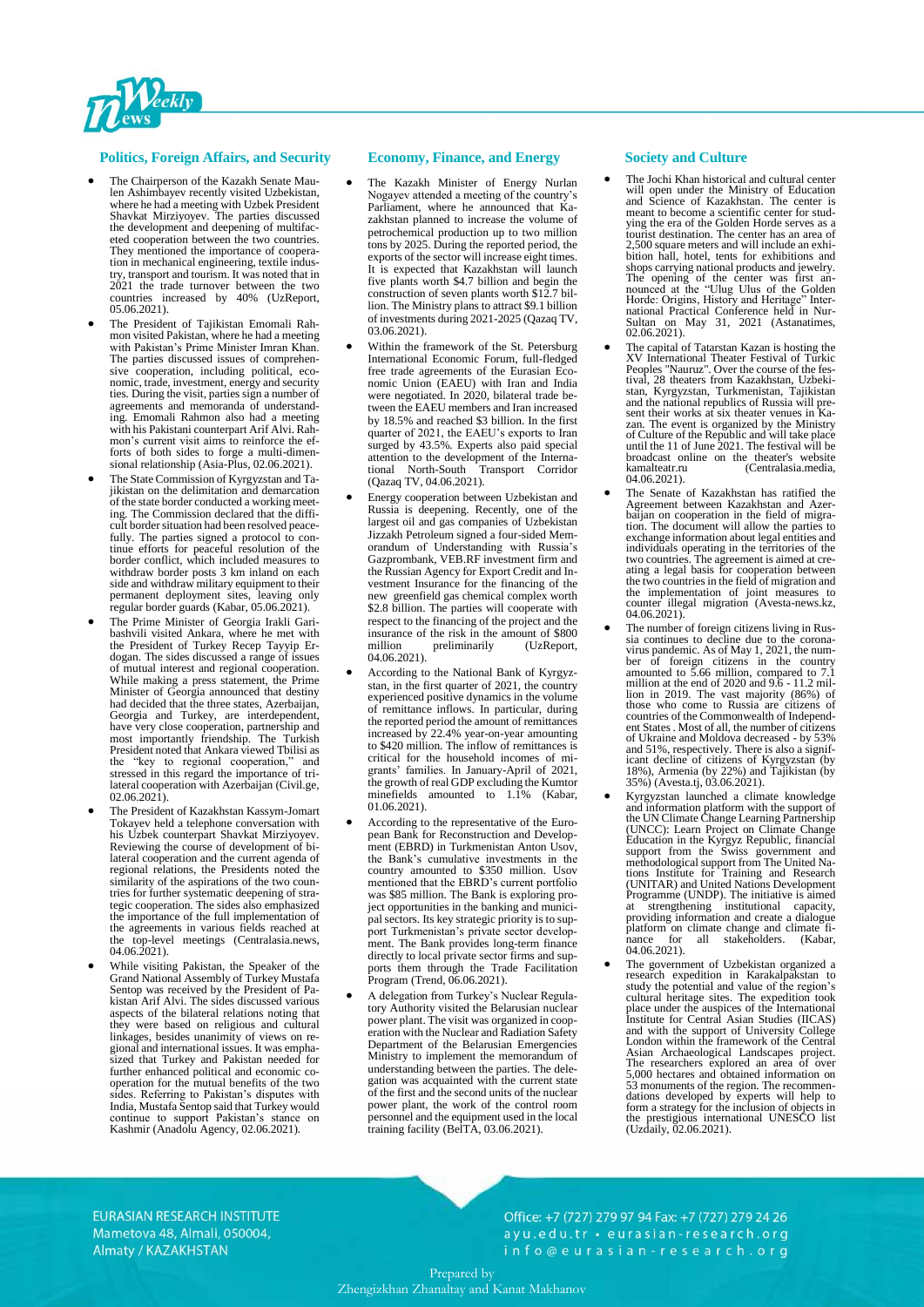## Politics, Foreign Affairs, and Security

- The Chairperson of the Kazakh Senate Maulen Ashimbayev recently visited Uzbekistan, where he had a meeting with Uzbek President Shavkat Mirziyoyev. The parties discussed the development and deepening of multifaceted cooperation between the two countries. They mentioned the importance of cooperation in mechanical engineering, textile industry, transport and tourism. It was noted that in 2021 the trade turnover between the two countries increased by 40% (UzReport, 05.06.2021).
- The President of Tajikistan Emomali Rahmon visited Pakistan, where he had a meeting with Pakistan's Prime Minister Imran Khan. The parties discussed issues of comprehensive cooperation, including political, economic, trade, investment, energy and security ties. During the visit, parties sign a number of agreements and memoranda of understanding. Emomali Rahmon also had a meeting with his Pakistani counterpart Arif Alvi. Rahmon's current visit aims to reinforce the efforts of both sides to forge a multi-dimensional relationship (Asia-Plus, 02.06.2021).
- The State Commission of Kyrgyzstan and Tajikistan on the delimitation and demarcation of the state border conducted a working meeting. The Commission declared that the difficult border situation had been resolved peacefully. The parties signed a protocol to continue efforts for peaceful resolution of the border conflict, which included measures to withdraw border posts 3 km inland on each side and withdraw military equipment to their permanent deployment sites, leaving only regular border guards (Kabar, 05.06.2021).
- The Prime Minister of Georgia Irakli Garibashvili visited Ankara, where he met with the President of Turkey Recep Tayyip Erdogan. The sides discussed a range of issues of mutual interest and regional cooperation. While making a press statement, the Prime Minister of Georgia announced that history had decided that the three states, Azerbaijan, Georgia and Turkey, are interdependent, have very close cooperation, partnership and most importantly friendship. The Turkish President noted that Ankara viewed Tbilisi as the "key to regional cooperation," and stressed in this regard the importance of trilateral cooperation with Azerbaijan (Civil.ge, 02.06.2021).
- The President of Kazakhstan Kassym-Jomart Tokayev held a telephone conversation with his Uzbek counterpart Shavkat Mirziyoyev. Reviewing the course of development of bilateral cooperation and the current agenda of regional relations, the Presidents noted the similarity of the aspirations of the two countries for further systematic deepening of strategic cooperation. The sides also emphasized the importance of the full implementation of the agreements in various fields reached at the top-level meetings (Centralasia.news, 04.06.2021).
- While visiting Pakistan, the Speaker of the Grand National Assembly of Turkey Mustafa Sentop was received by the President of Pakistan Arif Alvi. The sides discussed various aspects of the bilateral relations noting that they were based on religious and cultural linkages, besides unanimity of views on regional and international issues. It was emphasized that Turkey and Pakistan needed for further enhanced political and economic cooperation for the mutual benefits of the two sides. Referring to Pakistan's disputes with India, Mustafa Sentop said that Turkey would continue to support Pakistan's stance on Kashmir (Anadolu Agency, 02.06.2021).

## Economy, Finance, and Energy

- The Kazakh Minister of Energy Nurlan Nogayev attended a meeting of the country's Parliament, where he announced that Kazakhstan planned to increase the volume of petrochemical production up to two million tons by 2025. During the reported period, the exports of the sector will increase eight times. It is expected that Kazakhstan will launch five plants worth $4.7 billion and begin the construction of seven plants worth $12.7 billion. The Ministry plans to attract $9.1 billion of investments during 2021-2025 (Qazaq TV, 03.06.2021).
- Within the framework of the St. Petersburg International Economic Forum, full-fledged free trade agreements of the Eurasian Economic Union (EAEU) with Iran and India were negotiated. In 2020, bilateral trade between the EAEU members and Iran increased by 18.5% and reached $3 billion. In the first quarter of 2021, the EAEU's exports to Iran surged by 43.5%. Experts also paid special attention to the development of the International North-South Transport Corridor (Qazaq TV, 04.06.2021).
- Energy cooperation between Uzbekistan and Russia is deepening. Recently, one of the largest oil and gas companies of Uzbekistan Jizzakh Petroleum signed a four-sided Memorandum of Understanding with Russia's Gazprombank, VEB.RF investment firm and the Russian Agency for Export Credit and Investment Insurance for the financing of the new greenfield gas chemical complex worth $2.8 billion. The parties will cooperate with respect to the financing of the project and the insurance of the risk in the amount of $800 million preliminarily (UzReport, 04.06.2021).
- According to the National Bank of Kyrgyzstan, in the first quarter of 2021, the country experienced positive dynamics in the volume of remittance inflows. In particular, during the reported period the amount of remittances increased by 22.4% year-on-year amounting to $420 million. The inflow of remittances is critical for the household incomes of migrants' families. In January-April of 2021, the growth of real GDP excluding the Kumtor minefields amounted to 1.1% (Kabar, 01.06.2021).
- According to the representative of the European Bank for Reconstruction and Development (EBRD) in Turkmenistan Anton Usov, the Bank's cumulative investments in the country amounted to $350 million. Usov mentioned that the EBRD's current portfolio was $85 million. The Bank is exploring project opportunities in the banking and municipal sectors. Its key strategic priority is to support Turkmenistan's private sector development. The Bank provides long-term finance directly to local private sector firms and supports them through the Trade Facilitation Program (Trend, 06.06.2021).
- A delegation from Turkey's Nuclear Regulatory Authority visited the Belarusian nuclear power plant. The visit was organized in cooperation with the Nuclear and Radiation Safety Department of the Belarusian Emergencies Ministry to implement the memorandum of understanding between the parties. The delegation was acquainted with the current state of the first and the second units of the nuclear power plant, the work of the control room personnel and the equipment used in the local training facility (BelTA, 03.06.2021).

## Society and Culture

- The Jochi Khan historical and cultural center will open under the Ministry of Education and Science of Kazakhstan. The center is meant to become a scientific center for studying the era of the Golden Horde serves as a tourist destination. The center has an area of 2,500 square meters and will include an exhibition hall, hotel, tents for exhibitions and shops carrying national products and jewelry. The opening of the center was first announced at the "Ulug Ulus of the Golden Horde: Origins, History and Heritage" International Practical Conference held in Nur-Sultan on May 31, 2021 (Astanatimes, 02.06.2021).
- The capital of Tatarstan Kazan is hosting the XV International Theater Festival of Turkic Peoples "Nauruz". Over the course of the festival, 28 theaters from Kazakhstan, Uzbekistan, Kyrgyzstan, Turkmenistan, Tajikistan and the national republics of Russia will present their works at six theater venues in Kazan. The event is organized by the Ministry of Culture of the Republic and will take place until the 11 of June 2021. The festival will be broadcast online on the theater's website kamalteatr.ru (Centralasia.media, 04.06.2021).
- The Senate of Kazakhstan has ratified the Agreement between Kazakhstan and Azerbaijan on cooperation in the field of migration. The document will allow the parties to exchange information about legal entities and individuals operating in the territories of the two countries. The agreement is aimed at creating a legal basis for cooperation between the two countries in the field of migration and the implementation of joint measures to counter illegal migration (Avesta-news.kz, 04.06.2021).
- The number of foreign citizens living in Russia continues to decline due to the coronavirus pandemic. As of May 1, 2021, the number of foreign citizens in the country amounted to 5.66 million, compared to 7.1 million at the end of 2020 and 9.6 - 11.2 million in 2019. The vast majority (86%) of those who come to Russia are citizens of countries of the Commonwealth of Independent States . Most of all, the number of citizens of Ukraine and Moldova decreased - by 53% and 51%, respectively. There is also a significant decline of citizens of Kyrgyzstan (by 18%), Armenia (by 22%) and Tajikistan (by 35%) (Avesta.tj, 03.06.2021).
- Kyrgyzstan launched a climate knowledge and information platform with the support of the UN Climate Change Learning Partnership (UNCC): Learn Project on Climate Change Education in the Kyrgyz Republic, financial support from the Swiss government and methodological support from The United Nations Institute for Training and Research (UNITAR) and United Nations Development Programme (UNDP). The initiative is aimed at strengthening institutional capacity, providing information and create a dialogue platform on climate change and climate finance for all stakeholders. (Kabar, 04.06.2021).
- The government of Uzbekistan organized a research expedition in Karakalpakstan to study the potential and value of the region's cultural heritage sites. The expedition took place under the auspices of the International Institute for Central Asian Studies (IICAS) and with the support of University College London within the framework of the Central Asian Archaeological Landscapes project. The researchers explored an area of over 5,000 hectares and obtained information on 53 monuments of the region. The recommendations developed by experts will help to form a strategy for the inclusion of objects in the prestigious international UNESCO list (Uzdaily, 02.06.2021).

EURASIAN RESEARCH INSTITUTE
Mametova 48, Almali, 050004,
Almaty / KAZAKHSTAN

Office: +7 (727) 279 97 94 Fax: +7 (727) 279 24 26
ayu.edu.tr • eurasian-research.org
info@eurasian-research.org

Prepared by
Zhengizkhan Zhanaltay and Kanat Makhanov